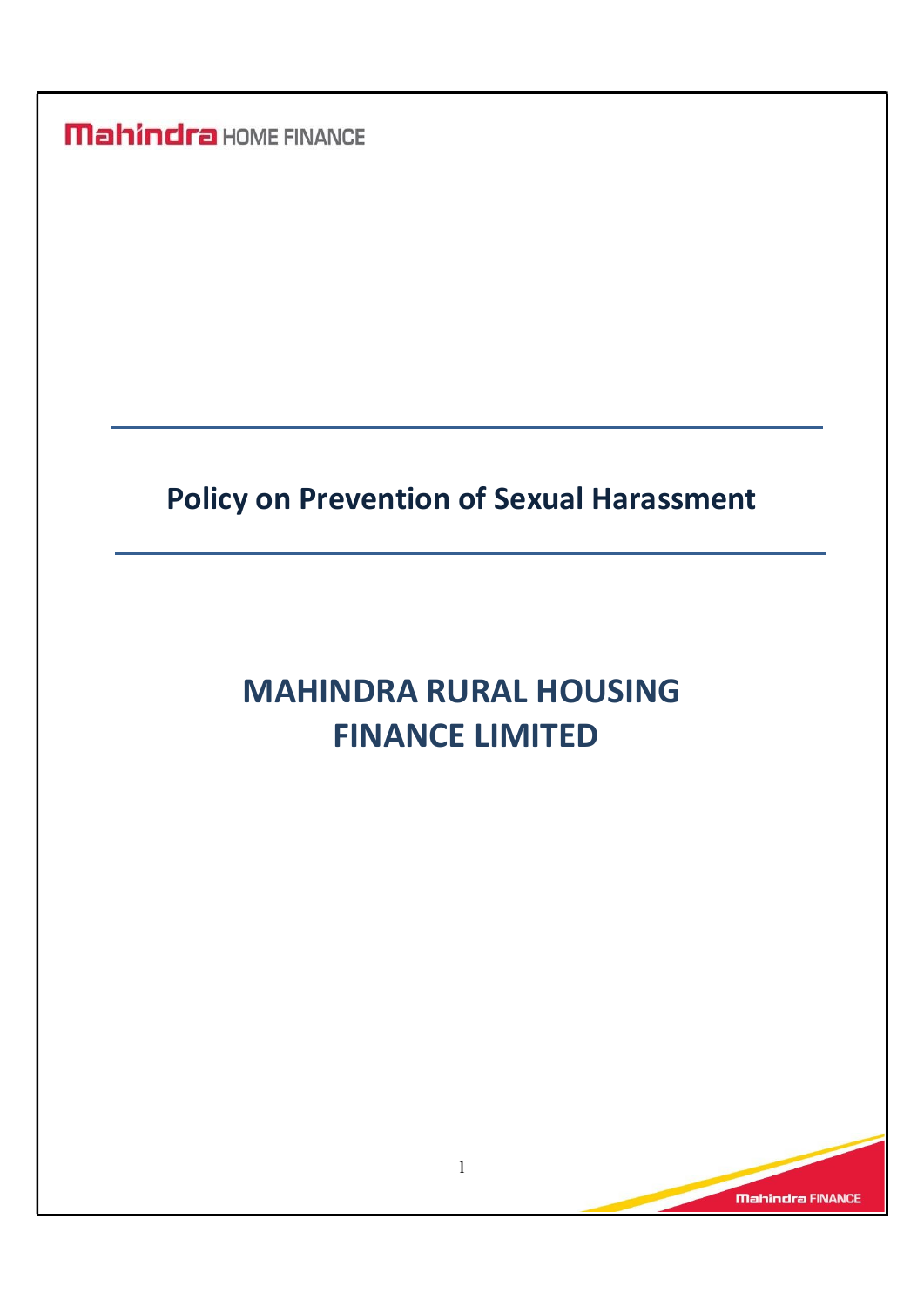Mahindra HOME FINANCE

# Policy on Prevention of Sexual Harassment

# MAHINDRA RURAL HOUSING FINANCE LIMITED

Mahindra FINANCE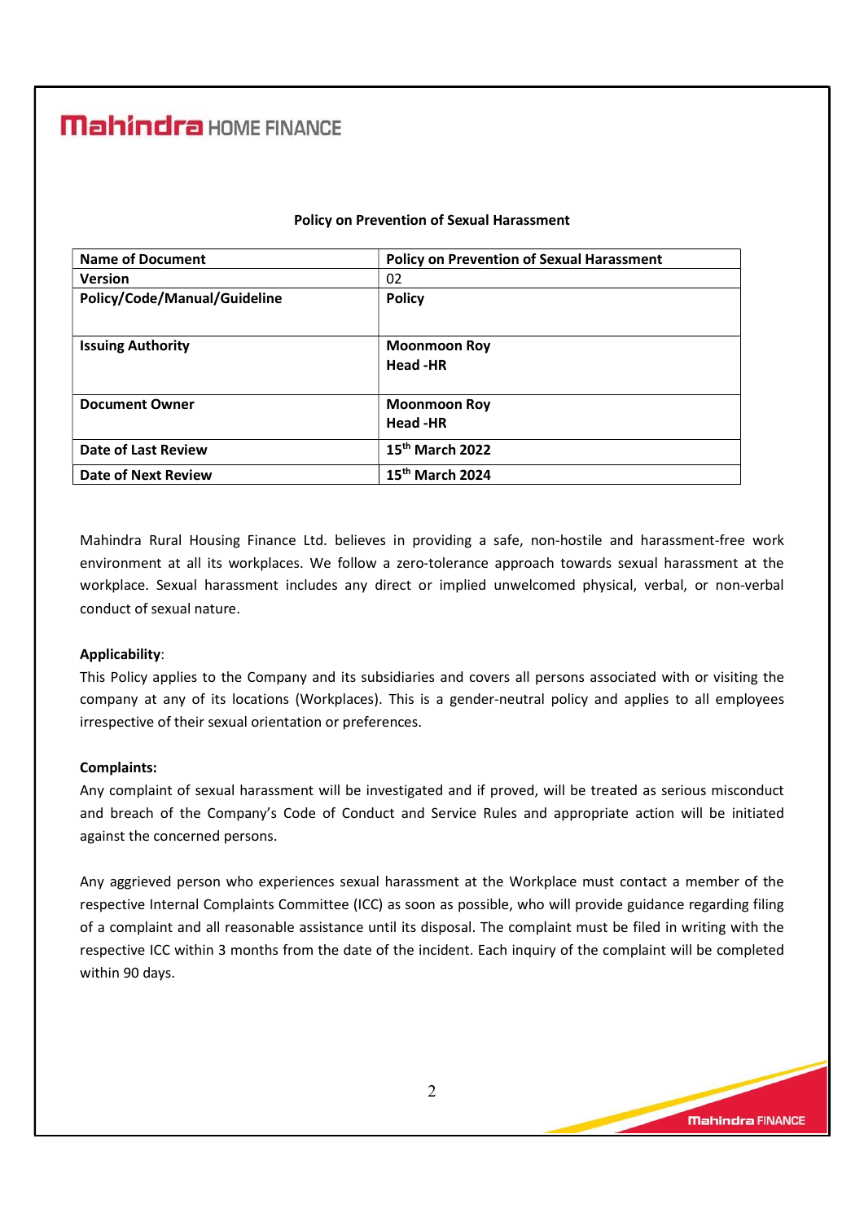**Policy on Prevention of Sexual Harassment**

| **Name of Document** | **Policy on Prevention of Sexual Harassment** |
|---|---|
| **Version** | 02 |
| **Policy/Code/Manual/Guideline** | **Policy** |
| **Issuing Authority** | **Moonmoon Roy**<br>**Head -HR** |
| **Document Owner** | **Moonmoon Roy**<br>**Head -HR** |
| **Date of Last Review** | **15th March 2022** |
| **Date of Next Review** | **15th March 2024** |

Mahindra Rural Housing Finance Ltd. believes in providing a safe, non-hostile and harassment-free work environment at all its workplaces. We follow a zero-tolerance approach towards sexual harassment at the workplace. Sexual harassment includes any direct or implied unwelcomed physical, verbal, or non-verbal conduct of sexual nature.

**Applicability**:

This Policy applies to the Company and its subsidiaries and covers all persons associated with or visiting the company at any of its locations (Workplaces). This is a gender-neutral policy and applies to all employees irrespective of their sexual orientation or preferences.

**Complaints:**

Any complaint of sexual harassment will be investigated and if proved, will be treated as serious misconduct and breach of the Company's Code of Conduct and Service Rules and appropriate action will be initiated against the concerned persons.

Any aggrieved person who experiences sexual harassment at the Workplace must contact a member of the respective Internal Complaints Committee (ICC) as soon as possible, who will provide guidance regarding filing of a complaint and all reasonable assistance until its disposal. The complaint must be filed in writing with the respective ICC within 3 months from the date of the incident. Each inquiry of the complaint will be completed within 90 days.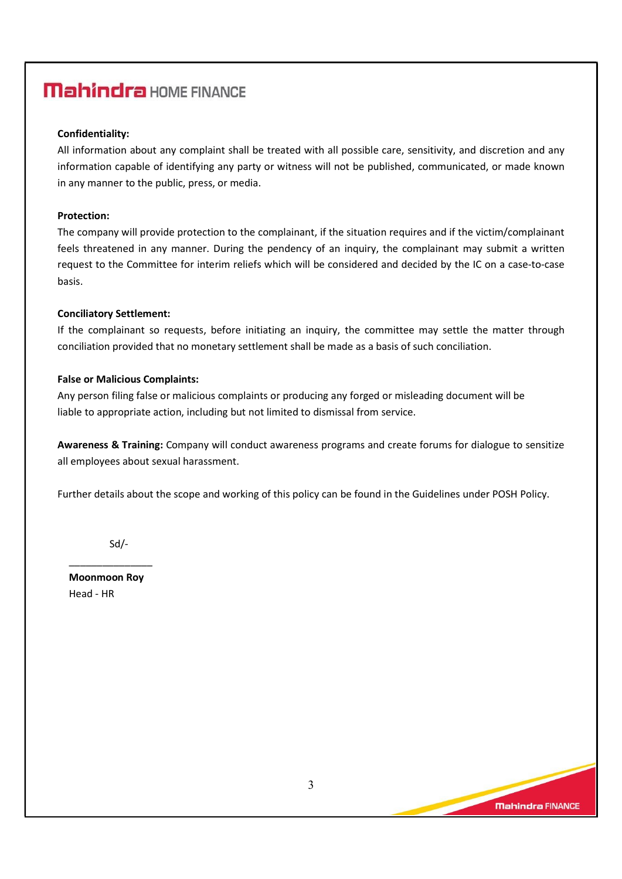**Confidentiality:**

All information about any complaint shall be treated with all possible care, sensitivity, and discretion and any information capable of identifying any party or witness will not be published, communicated, or made known in any manner to the public, press, or media.

**Protection:**

The company will provide protection to the complainant, if the situation requires and if the victim/complainant feels threatened in any manner. During the pendency of an inquiry, the complainant may submit a written request to the Committee for interim reliefs which will be considered and decided by the IC on a case-to-case basis.

**Conciliatory Settlement:**

If the complainant so requests, before initiating an inquiry, the committee may settle the matter through conciliation provided that no monetary settlement shall be made as a basis of such conciliation.

**False or Malicious Complaints:**

Any person filing false or malicious complaints or producing any forged or misleading document will be liable to appropriate action, including but not limited to dismissal from service.

**Awareness & Training:** Company will conduct awareness programs and create forums for dialogue to sensitize all employees about sexual harassment.

Further details about the scope and working of this policy can be found in the Guidelines under POSH Policy.

Sd/-

_______________

**Moonmoon Roy**
Head - HR